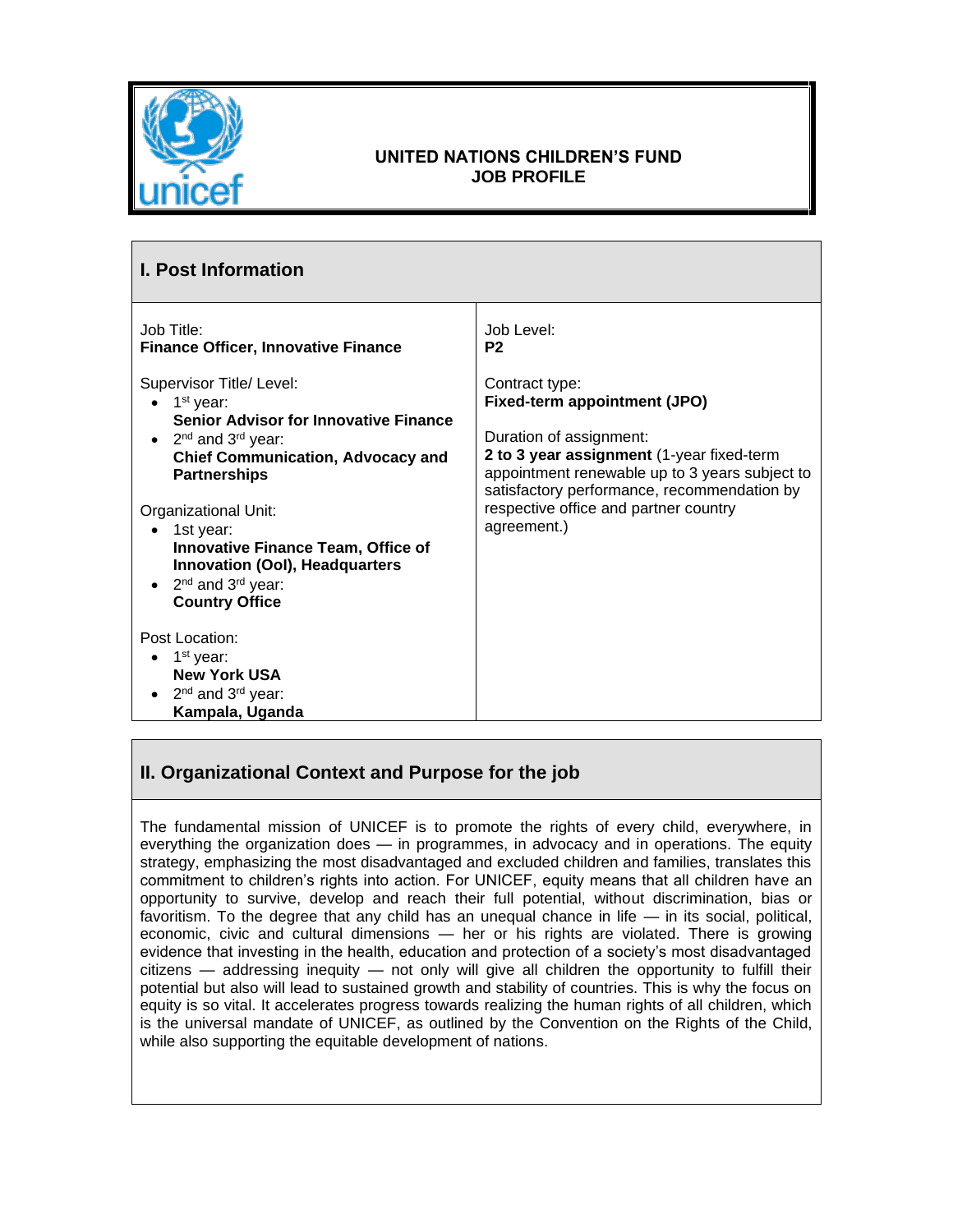**UNITED NATIONS CHILDREN'S FUND**
**JOB PROFILE**

## I. Post Information

Job Title:
**Finance Officer, Innovative Finance**

Supervisor Title/ Level:
- 1st year:
  **Senior Advisor for Innovative Finance**
- 2nd and 3rd year:
  **Chief Communication, Advocacy and Partnerships**

Organizational Unit:
- 1st year:
  **Innovative Finance Team, Office of Innovation (OoI), Headquarters**
- 2nd and 3rd year:
  **Country Office**

Post Location:
- 1st year:
  **New York USA**
- 2nd and 3rd year:
  **Kampala, Uganda**

Job Level:
**P2**

Contract type:
**Fixed-term appointment (JPO)**

Duration of assignment:
**2 to 3 year assignment** (1-year fixed-term appointment renewable up to 3 years subject to satisfactory performance, recommendation by respective office and partner country agreement.)

## II. Organizational Context and Purpose for the job

The fundamental mission of UNICEF is to promote the rights of every child, everywhere, in everything the organization does — in programmes, in advocacy and in operations. The equity strategy, emphasizing the most disadvantaged and excluded children and families, translates this commitment to children's rights into action. For UNICEF, equity means that all children have an opportunity to survive, develop and reach their full potential, without discrimination, bias or favoritism. To the degree that any child has an unequal chance in life — in its social, political, economic, civic and cultural dimensions — her or his rights are violated. There is growing evidence that investing in the health, education and protection of a society's most disadvantaged citizens — addressing inequity — not only will give all children the opportunity to fulfill their potential but also will lead to sustained growth and stability of countries. This is why the focus on equity is so vital. It accelerates progress towards realizing the human rights of all children, which is the universal mandate of UNICEF, as outlined by the Convention on the Rights of the Child, while also supporting the equitable development of nations.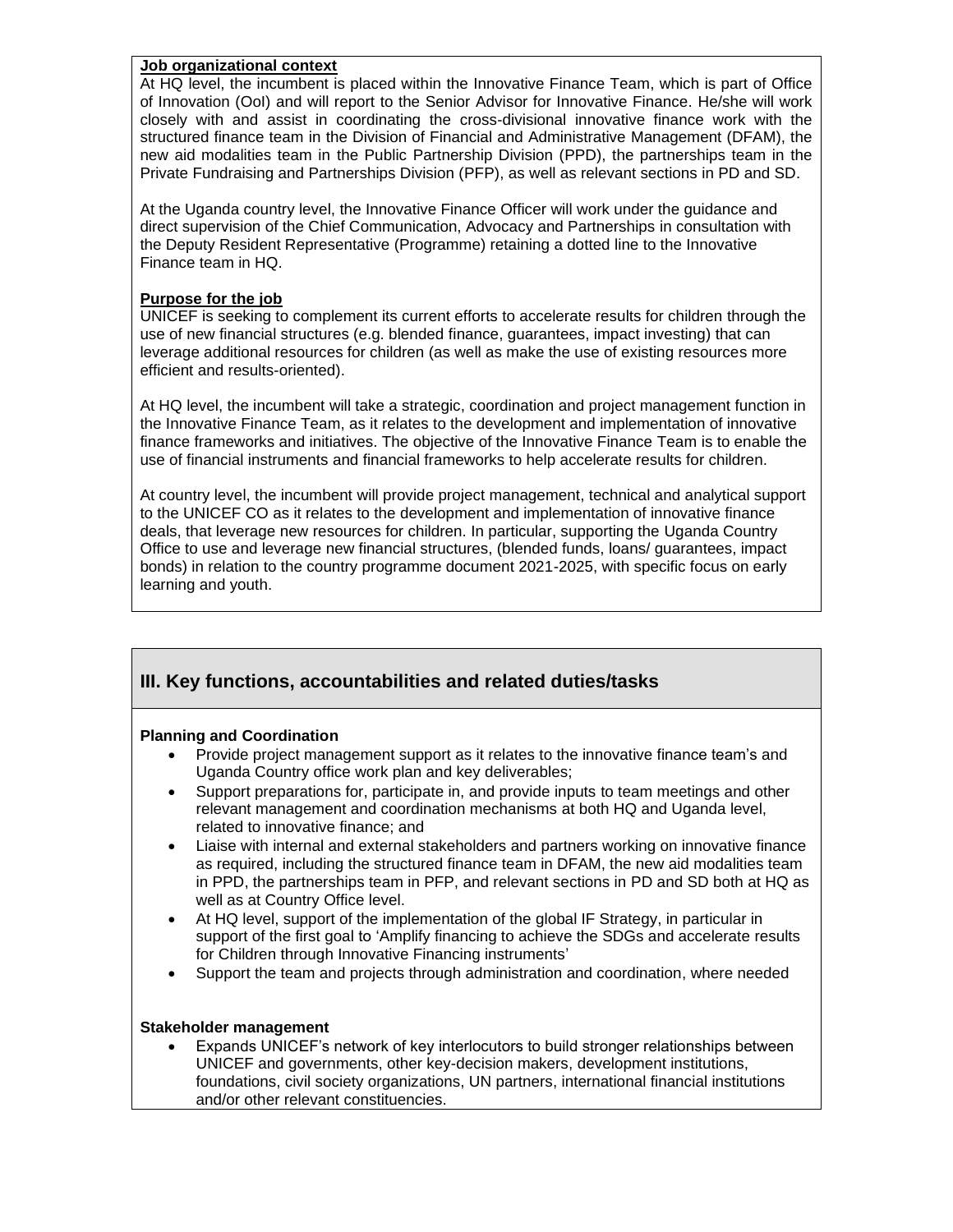**Job organizational context**

At HQ level, the incumbent is placed within the Innovative Finance Team, which is part of Office of Innovation (OoI) and will report to the Senior Advisor for Innovative Finance. He/she will work closely with and assist in coordinating the cross-divisional innovative finance work with the structured finance team in the Division of Financial and Administrative Management (DFAM), the new aid modalities team in the Public Partnership Division (PPD), the partnerships team in the Private Fundraising and Partnerships Division (PFP), as well as relevant sections in PD and SD.

At the Uganda country level, the Innovative Finance Officer will work under the guidance and direct supervision of the Chief Communication, Advocacy and Partnerships in consultation with the Deputy Resident Representative (Programme) retaining a dotted line to the Innovative Finance team in HQ.

**Purpose for the job**

UNICEF is seeking to complement its current efforts to accelerate results for children through the use of new financial structures (e.g. blended finance, guarantees, impact investing) that can leverage additional resources for children (as well as make the use of existing resources more efficient and results-oriented).

At HQ level, the incumbent will take a strategic, coordination and project management function in the Innovative Finance Team, as it relates to the development and implementation of innovative finance frameworks and initiatives. The objective of the Innovative Finance Team is to enable the use of financial instruments and financial frameworks to help accelerate results for children.

At country level, the incumbent will provide project management, technical and analytical support to the UNICEF CO as it relates to the development and implementation of innovative finance deals, that leverage new resources for children. In particular, supporting the Uganda Country Office to use and leverage new financial structures, (blended funds, loans/ guarantees, impact bonds) in relation to the country programme document 2021-2025, with specific focus on early learning and youth.

## III. Key functions, accountabilities and related duties/tasks

**Planning and Coordination**

- Provide project management support as it relates to the innovative finance team's and Uganda Country office work plan and key deliverables;
- Support preparations for, participate in, and provide inputs to team meetings and other relevant management and coordination mechanisms at both HQ and Uganda level, related to innovative finance; and
- Liaise with internal and external stakeholders and partners working on innovative finance as required, including the structured finance team in DFAM, the new aid modalities team in PPD, the partnerships team in PFP, and relevant sections in PD and SD both at HQ as well as at Country Office level.
- At HQ level, support of the implementation of the global IF Strategy, in particular in support of the first goal to 'Amplify financing to achieve the SDGs and accelerate results for Children through Innovative Financing instruments'
- Support the team and projects through administration and coordination, where needed

**Stakeholder management**

- Expands UNICEF's network of key interlocutors to build stronger relationships between UNICEF and governments, other key-decision makers, development institutions, foundations, civil society organizations, UN partners, international financial institutions and/or other relevant constituencies.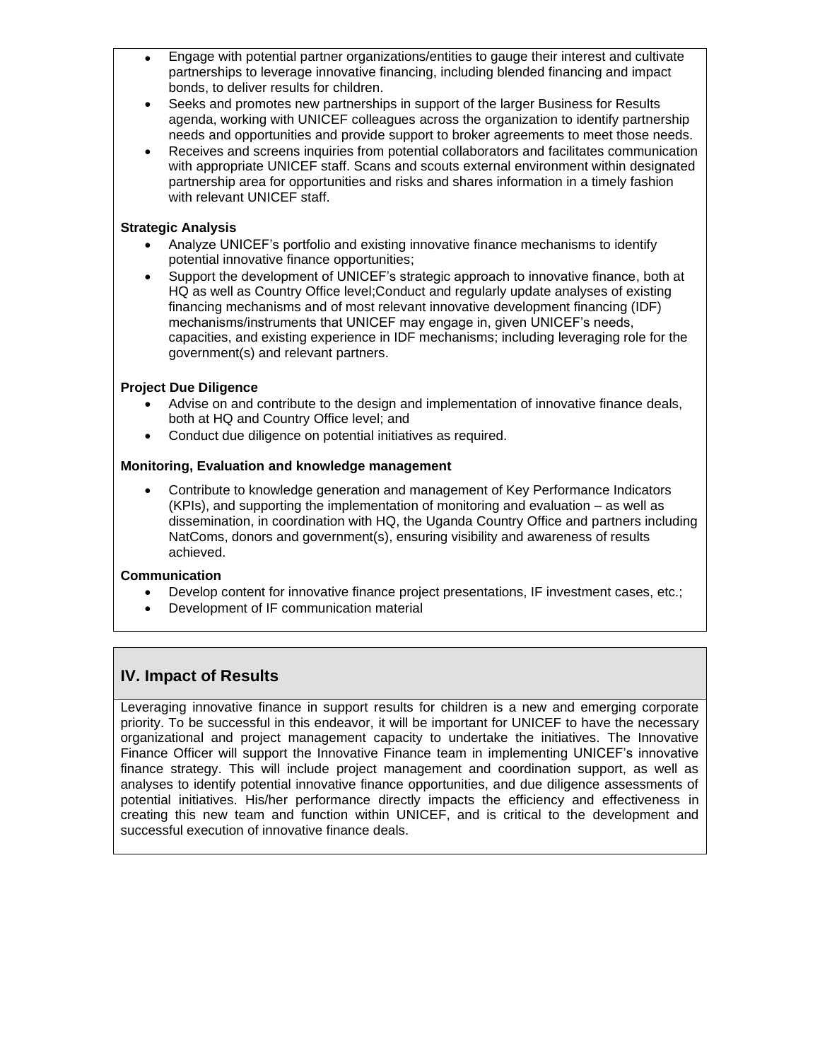- Engage with potential partner organizations/entities to gauge their interest and cultivate partnerships to leverage innovative financing, including blended financing and impact bonds, to deliver results for children.
- Seeks and promotes new partnerships in support of the larger Business for Results agenda, working with UNICEF colleagues across the organization to identify partnership needs and opportunities and provide support to broker agreements to meet those needs.
- Receives and screens inquiries from potential collaborators and facilitates communication with appropriate UNICEF staff. Scans and scouts external environment within designated partnership area for opportunities and risks and shares information in a timely fashion with relevant UNICEF staff.

**Strategic Analysis**

- Analyze UNICEF's portfolio and existing innovative finance mechanisms to identify potential innovative finance opportunities;
- Support the development of UNICEF's strategic approach to innovative finance, both at HQ as well as Country Office level;Conduct and regularly update analyses of existing financing mechanisms and of most relevant innovative development financing (IDF) mechanisms/instruments that UNICEF may engage in, given UNICEF's needs, capacities, and existing experience in IDF mechanisms; including leveraging role for the government(s) and relevant partners.

**Project Due Diligence**

- Advise on and contribute to the design and implementation of innovative finance deals, both at HQ and Country Office level; and
- Conduct due diligence on potential initiatives as required.

**Monitoring, Evaluation and knowledge management**

- Contribute to knowledge generation and management of Key Performance Indicators (KPIs), and supporting the implementation of monitoring and evaluation – as well as dissemination, in coordination with HQ, the Uganda Country Office and partners including NatComs, donors and government(s), ensuring visibility and awareness of results achieved.

**Communication**

- Develop content for innovative finance project presentations, IF investment cases, etc.;
- Development of IF communication material

## IV. Impact of Results

Leveraging innovative finance in support results for children is a new and emerging corporate priority. To be successful in this endeavor, it will be important for UNICEF to have the necessary organizational and project management capacity to undertake the initiatives. The Innovative Finance Officer will support the Innovative Finance team in implementing UNICEF's innovative finance strategy. This will include project management and coordination support, as well as analyses to identify potential innovative finance opportunities, and due diligence assessments of potential initiatives. His/her performance directly impacts the efficiency and effectiveness in creating this new team and function within UNICEF, and is critical to the development and successful execution of innovative finance deals.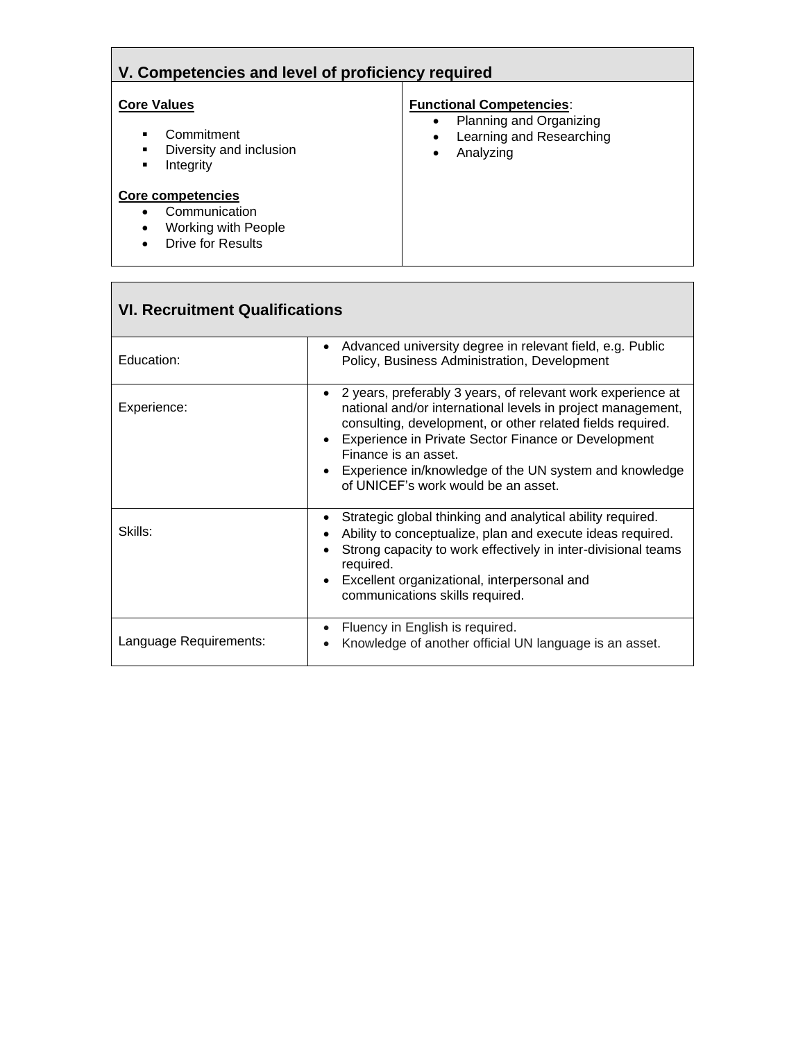## V. Competencies and level of proficiency required

| | |
|---|---|
| **Core Values**<br>▪ Commitment<br>▪ Diversity and inclusion<br>▪ Integrity<br><br>**Core competencies**<br>• Communication<br>• Working with People<br>• Drive for Results | **Functional Competencies**:<br>• Planning and Organizing<br>• Learning and Researching<br>• Analyzing |

## VI. Recruitment Qualifications

| | |
|---|---|
| Education: | • Advanced university degree in relevant field, e.g. Public Policy, Business Administration, Development |
| Experience: | • 2 years, preferably 3 years, of relevant work experience at national and/or international levels in project management, consulting, development, or other related fields required.<br>• Experience in Private Sector Finance or Development Finance is an asset.<br>• Experience in/knowledge of the UN system and knowledge of UNICEF's work would be an asset. |
| Skills: | • Strategic global thinking and analytical ability required.<br>• Ability to conceptualize, plan and execute ideas required.<br>• Strong capacity to work effectively in inter-divisional teams required.<br>• Excellent organizational, interpersonal and communications skills required. |
| Language Requirements: | • Fluency in English is required.<br>• Knowledge of another official UN language is an asset. |